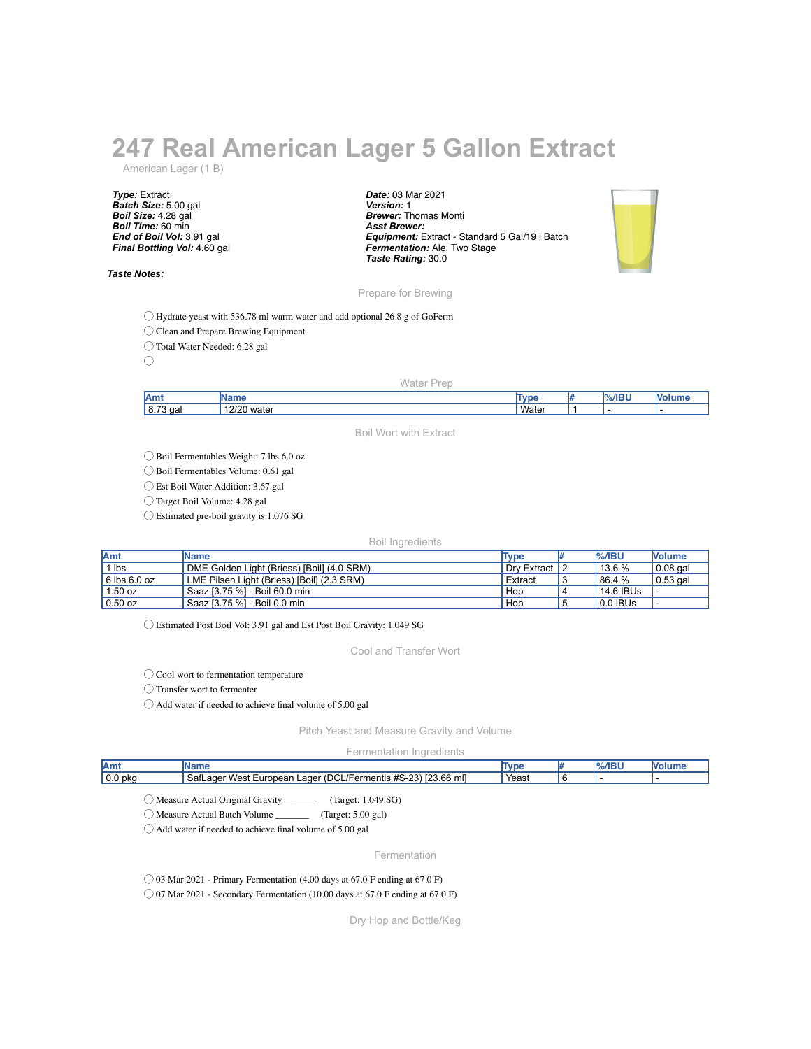# 247 Real American Lager 5 Gallon Extract

American Lager (1 B)

***Type:*** Extract
***Batch Size:*** 5.00 gal
***Boil Size:*** 4.28 gal
***Boil Time:*** 60 min
***End of Boil Vol:*** 3.91 gal
***Final Bottling Vol:*** 4.60 gal

***Date:*** 03 Mar 2021
***Version:*** 1
***Brewer:*** Thomas Monti
***Asst Brewer:***
***Equipment:*** Extract - Standard 5 Gal/19 l Batch
***Fermentation:*** Ale, Two Stage
***Taste Rating:*** 30.0

***Taste Notes:***

## Prepare for Brewing

- ◯ Hydrate yeast with 536.78 ml warm water and add optional 26.8 g of GoFerm
- ◯ Clean and Prepare Brewing Equipment
- ◯ Total Water Needed: 6.28 gal
- ◯

## Water Prep

| Amt | Name | Type | # | %/IBU | Volume |
|---|---|---|---|---|---|
| 8.73 gal | 12/20 water | Water | 1 | - | - |

## Boil Wort with Extract

- ◯ Boil Fermentables Weight: 7 lbs 6.0 oz
- ◯ Boil Fermentables Volume: 0.61 gal
- ◯ Est Boil Water Addition: 3.67 gal
- ◯ Target Boil Volume: 4.28 gal
- ◯ Estimated pre-boil gravity is 1.076 SG

## Boil Ingredients

| Amt | Name | Type | # | %/IBU | Volume |
|---|---|---|---|---|---|
| 1 lbs | DME Golden Light (Briess) [Boil] (4.0 SRM) | Dry Extract | 2 | 13.6 % | 0.08 gal |
| 6 lbs 6.0 oz | LME Pilsen Light (Briess) [Boil] (2.3 SRM) | Extract | 3 | 86.4 % | 0.53 gal |
| 1.50 oz | Saaz [3.75 %] - Boil 60.0 min | Hop | 4 | 14.6 IBUs | - |
| 0.50 oz | Saaz [3.75 %] - Boil 0.0 min | Hop | 5 | 0.0 IBUs | - |

- ◯ Estimated Post Boil Vol: 3.91 gal and Est Post Boil Gravity: 1.049 SG

## Cool and Transfer Wort

- ◯ Cool wort to fermentation temperature
- ◯ Transfer wort to fermenter
- ◯ Add water if needed to achieve final volume of 5.00 gal

## Pitch Yeast and Measure Gravity and Volume

### Fermentation Ingredients

| Amt | Name | Type | # | %/IBU | Volume |
|---|---|---|---|---|---|
| 0.0 pkg | SafLager West European Lager (DCL/Fermentis #S-23) [23.66 ml] | Yeast | 6 | - | - |

- ◯ Measure Actual Original Gravity _______ (Target: 1.049 SG)
- ◯ Measure Actual Batch Volume _______ (Target: 5.00 gal)
- ◯ Add water if needed to achieve final volume of 5.00 gal

## Fermentation

- ◯ 03 Mar 2021 - Primary Fermentation (4.00 days at 67.0 F ending at 67.0 F)
- ◯ 07 Mar 2021 - Secondary Fermentation (10.00 days at 67.0 F ending at 67.0 F)

## Dry Hop and Bottle/Keg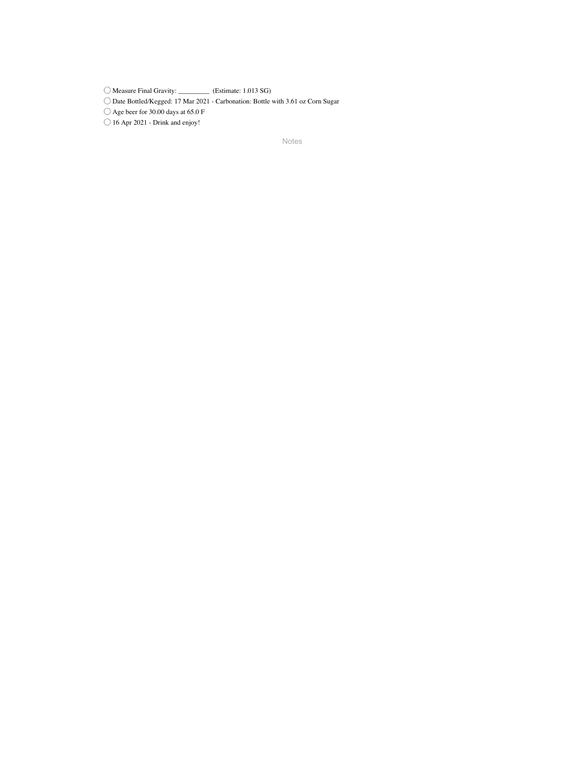- ◯ Measure Final Gravity: _________ (Estimate: 1.013 SG)
- ◯ Date Bottled/Kegged: 17 Mar 2021 - Carbonation: Bottle with 3.61 oz Corn Sugar
- ◯ Age beer for 30.00 days at 65.0 F
- ◯ 16 Apr 2021 - Drink and enjoy!

## Notes